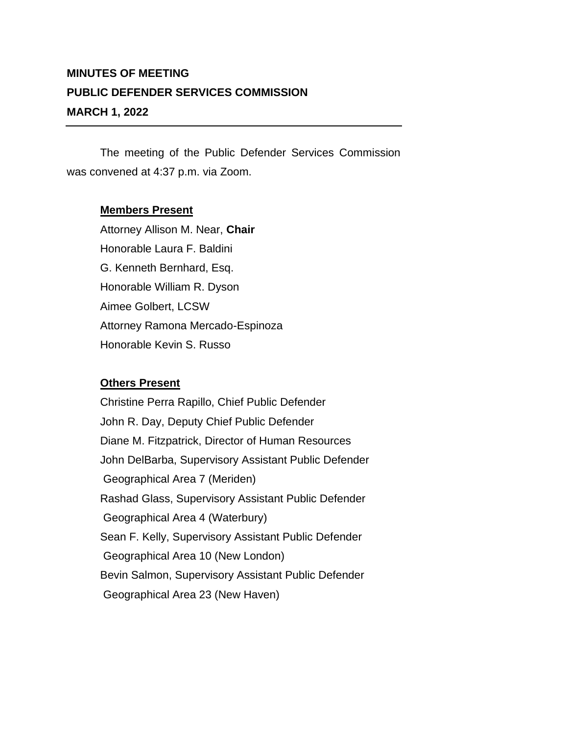**MINUTES OF MEETING**
**PUBLIC DEFENDER SERVICES COMMISSION**
**MARCH 1, 2022**

---

The meeting of the Public Defender Services Commission was convened at 4:37 p.m. via Zoom.

**Members Present**

Attorney Allison M. Near, **Chair**
Honorable Laura F. Baldini
G. Kenneth Bernhard, Esq.
Honorable William R. Dyson
Aimee Golbert, LCSW
Attorney Ramona Mercado-Espinoza
Honorable Kevin S. Russo

**Others Present**

Christine Perra Rapillo, Chief Public Defender
John R. Day, Deputy Chief Public Defender
Diane M. Fitzpatrick, Director of Human Resources
John DelBarba, Supervisory Assistant Public Defender
Geographical Area 7 (Meriden)
Rashad Glass, Supervisory Assistant Public Defender
Geographical Area 4 (Waterbury)
Sean F. Kelly, Supervisory Assistant Public Defender
Geographical Area 10 (New London)
Bevin Salmon, Supervisory Assistant Public Defender
Geographical Area 23 (New Haven)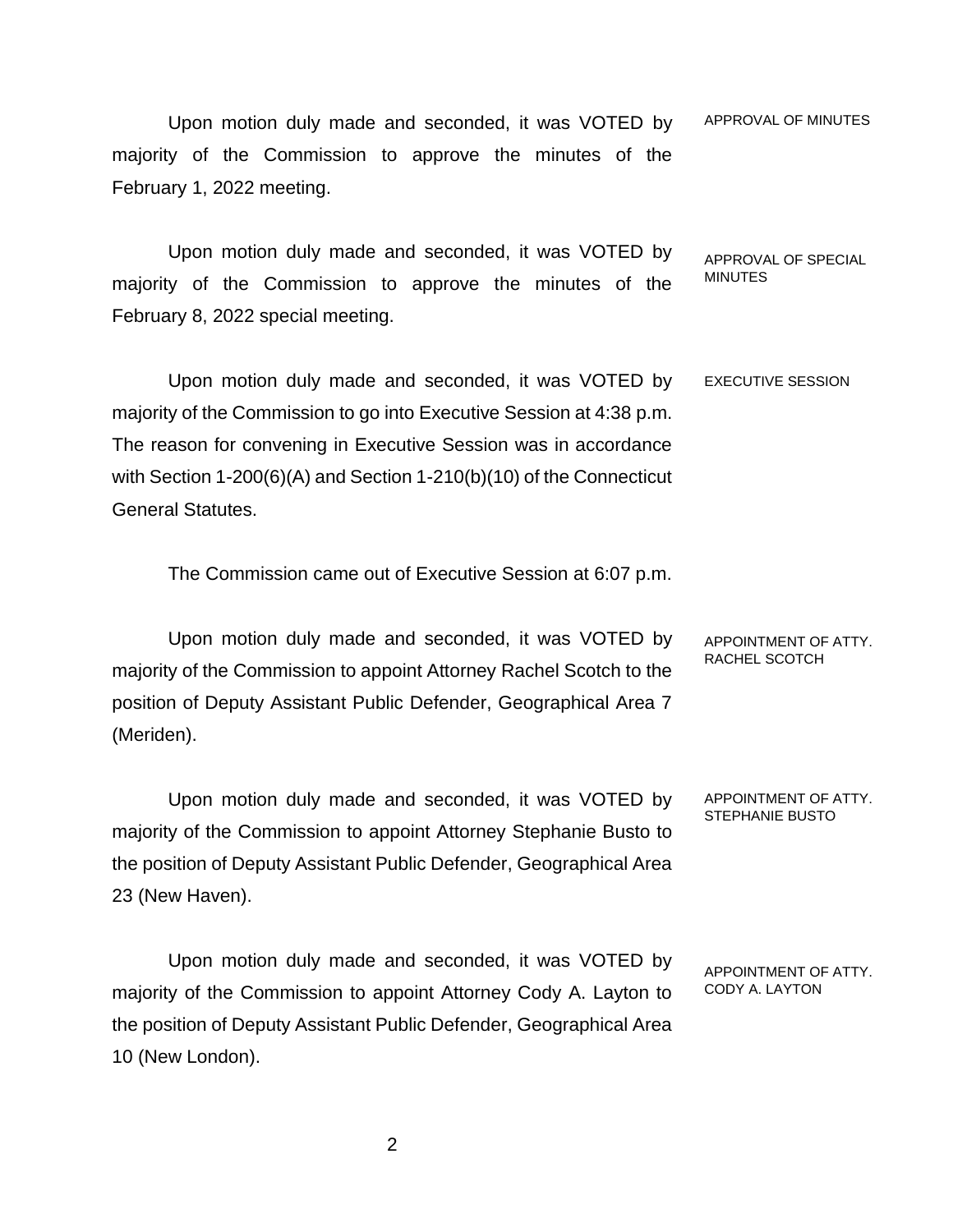**APPROVAL OF MINUTES**

Upon motion duly made and seconded, it was VOTED by majority of the Commission to approve the minutes of the February 1, 2022 meeting.

**APPROVAL OF SPECIAL MINUTES**

Upon motion duly made and seconded, it was VOTED by majority of the Commission to approve the minutes of the February 8, 2022 special meeting.

**EXECUTIVE SESSION**

Upon motion duly made and seconded, it was VOTED by majority of the Commission to go into Executive Session at 4:38 p.m. The reason for convening in Executive Session was in accordance with Section 1-200(6)(A) and Section 1-210(b)(10) of the Connecticut General Statutes.

The Commission came out of Executive Session at 6:07 p.m.

**APPOINTMENT OF ATTY. RACHEL SCOTCH**

Upon motion duly made and seconded, it was VOTED by majority of the Commission to appoint Attorney Rachel Scotch to the position of Deputy Assistant Public Defender, Geographical Area 7 (Meriden).

**APPOINTMENT OF ATTY. STEPHANIE BUSTO**

Upon motion duly made and seconded, it was VOTED by majority of the Commission to appoint Attorney Stephanie Busto to the position of Deputy Assistant Public Defender, Geographical Area 23 (New Haven).

**APPOINTMENT OF ATTY. CODY A. LAYTON**

Upon motion duly made and seconded, it was VOTED by majority of the Commission to appoint Attorney Cody A. Layton to the position of Deputy Assistant Public Defender, Geographical Area 10 (New London).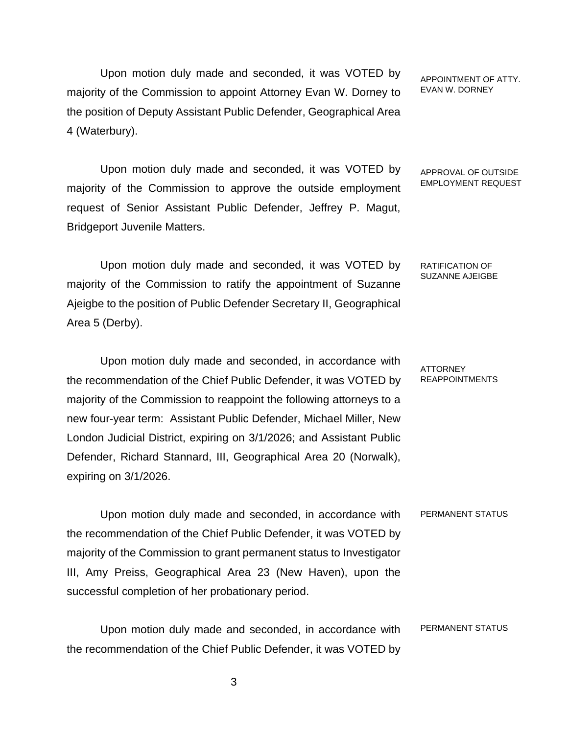Upon motion duly made and seconded, it was VOTED by majority of the Commission to appoint Attorney Evan W. Dorney to the position of Deputy Assistant Public Defender, Geographical Area 4 (Waterbury).

APPOINTMENT OF ATTY. EVAN W. DORNEY

Upon motion duly made and seconded, it was VOTED by majority of the Commission to approve the outside employment request of Senior Assistant Public Defender, Jeffrey P. Magut, Bridgeport Juvenile Matters.

APPROVAL OF OUTSIDE EMPLOYMENT REQUEST

Upon motion duly made and seconded, it was VOTED by majority of the Commission to ratify the appointment of Suzanne Ajeigbe to the position of Public Defender Secretary II, Geographical Area 5 (Derby).

RATIFICATION OF SUZANNE AJEIGBE

Upon motion duly made and seconded, in accordance with the recommendation of the Chief Public Defender, it was VOTED by majority of the Commission to reappoint the following attorneys to a new four-year term: Assistant Public Defender, Michael Miller, New London Judicial District, expiring on 3/1/2026; and Assistant Public Defender, Richard Stannard, III, Geographical Area 20 (Norwalk), expiring on 3/1/2026.

ATTORNEY REAPPOINTMENTS

Upon motion duly made and seconded, in accordance with the recommendation of the Chief Public Defender, it was VOTED by majority of the Commission to grant permanent status to Investigator III, Amy Preiss, Geographical Area 23 (New Haven), upon the successful completion of her probationary period.

PERMANENT STATUS

Upon motion duly made and seconded, in accordance with the recommendation of the Chief Public Defender, it was VOTED by

PERMANENT STATUS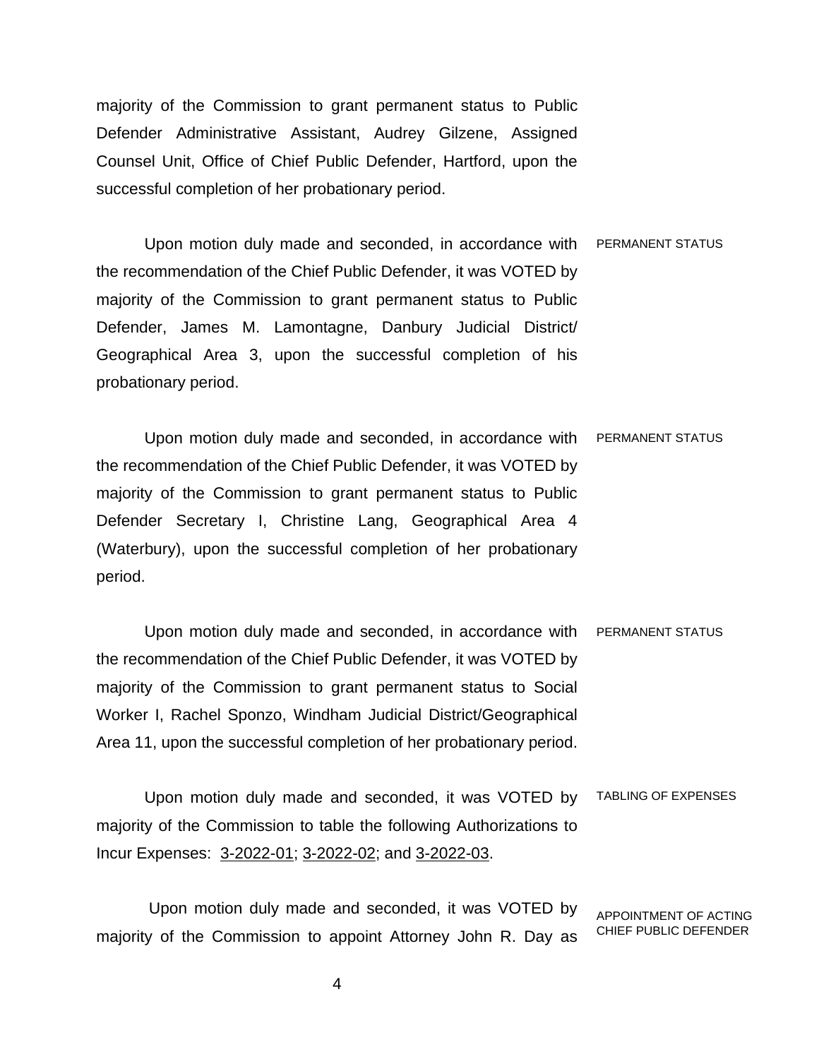majority of the Commission to grant permanent status to Public Defender Administrative Assistant, Audrey Gilzene, Assigned Counsel Unit, Office of Chief Public Defender, Hartford, upon the successful completion of her probationary period.

PERMANENT STATUS

Upon motion duly made and seconded, in accordance with the recommendation of the Chief Public Defender, it was VOTED by majority of the Commission to grant permanent status to Public Defender, James M. Lamontagne, Danbury Judicial District/ Geographical Area 3, upon the successful completion of his probationary period.

PERMANENT STATUS

Upon motion duly made and seconded, in accordance with the recommendation of the Chief Public Defender, it was VOTED by majority of the Commission to grant permanent status to Public Defender Secretary I, Christine Lang, Geographical Area 4 (Waterbury), upon the successful completion of her probationary period.

PERMANENT STATUS

Upon motion duly made and seconded, in accordance with the recommendation of the Chief Public Defender, it was VOTED by majority of the Commission to grant permanent status to Social Worker I, Rachel Sponzo, Windham Judicial District/Geographical Area 11, upon the successful completion of her probationary period.

TABLING OF EXPENSES

Upon motion duly made and seconded, it was VOTED by majority of the Commission to table the following Authorizations to Incur Expenses: 3-2022-01; 3-2022-02; and 3-2022-03.

APPOINTMENT OF ACTING CHIEF PUBLIC DEFENDER

Upon motion duly made and seconded, it was VOTED by majority of the Commission to appoint Attorney John R. Day as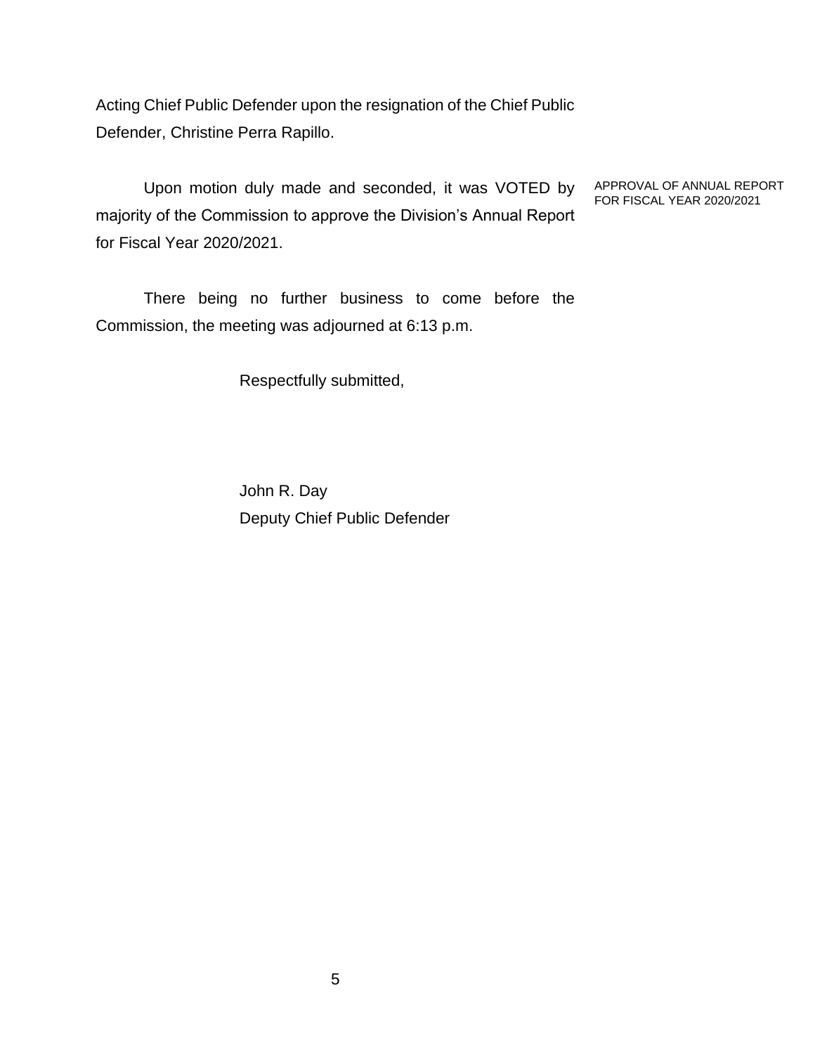Acting Chief Public Defender upon the resignation of the Chief Public Defender, Christine Perra Rapillo.

APPROVAL OF ANNUAL REPORT FOR FISCAL YEAR 2020/2021

Upon motion duly made and seconded, it was VOTED by majority of the Commission to approve the Division's Annual Report for Fiscal Year 2020/2021.

There being no further business to come before the Commission, the meeting was adjourned at 6:13 p.m.

Respectfully submitted,

John R. Day
Deputy Chief Public Defender